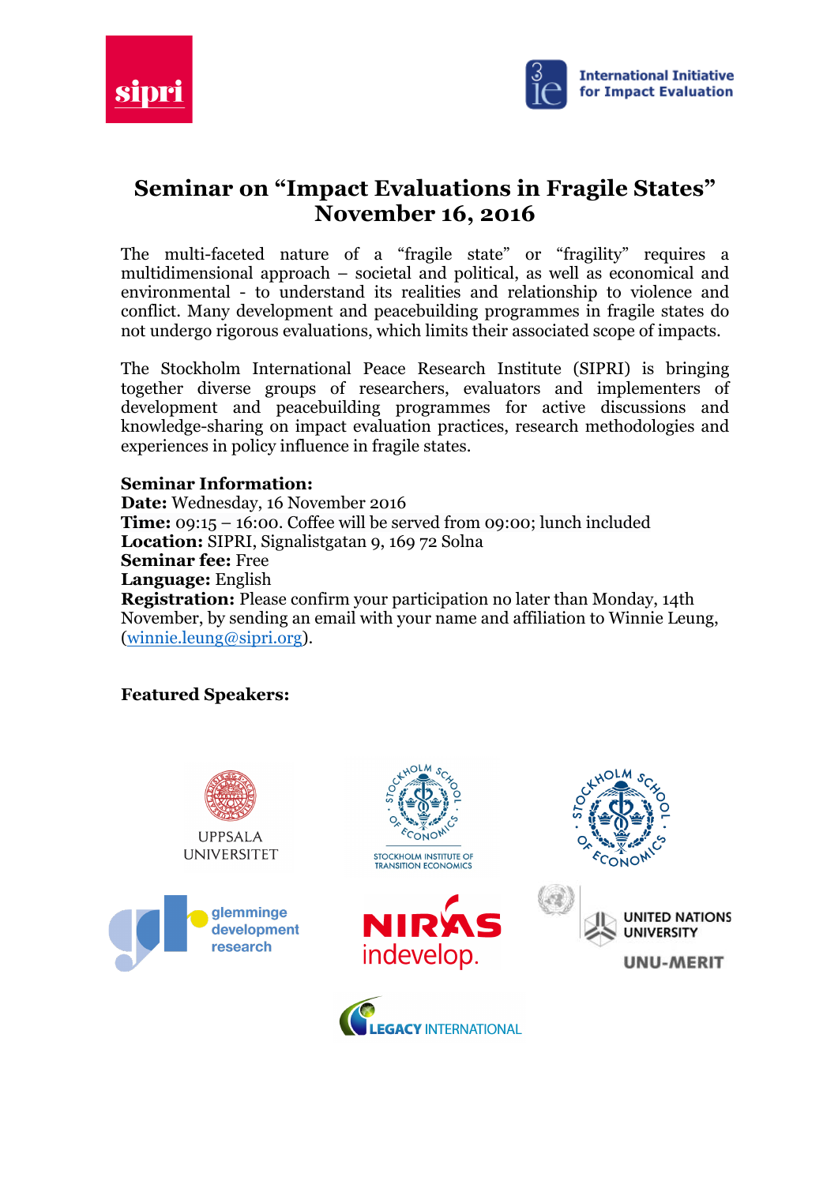# Seminar on "Impact Evaluations in Fragile States" November 16, 2016

The multi-faceted nature of a "fragile state" or "fragility" requires a multidimensional approach – societal and political, as well as economical and environmental - to understand its realities and relationship to violence and conflict. Many development and peacebuilding programmes in fragile states do not undergo rigorous evaluations, which limits their associated scope of impacts.

The Stockholm International Peace Research Institute (SIPRI) is bringing together diverse groups of researchers, evaluators and implementers of development and peacebuilding programmes for active discussions and knowledge-sharing on impact evaluation practices, research methodologies and experiences in policy influence in fragile states.

**Seminar Information:**
**Date:** Wednesday, 16 November 2016
**Time:** 09:15 – 16:00. Coffee will be served from 09:00; lunch included
**Location:** SIPRI, Signalistgatan 9, 169 72 Solna
**Seminar fee:** Free
**Language:** English
**Registration:** Please confirm your participation no later than Monday, 14th November, by sending an email with your name and affiliation to Winnie Leung, (winnie.leung@sipri.org).

**Featured Speakers:**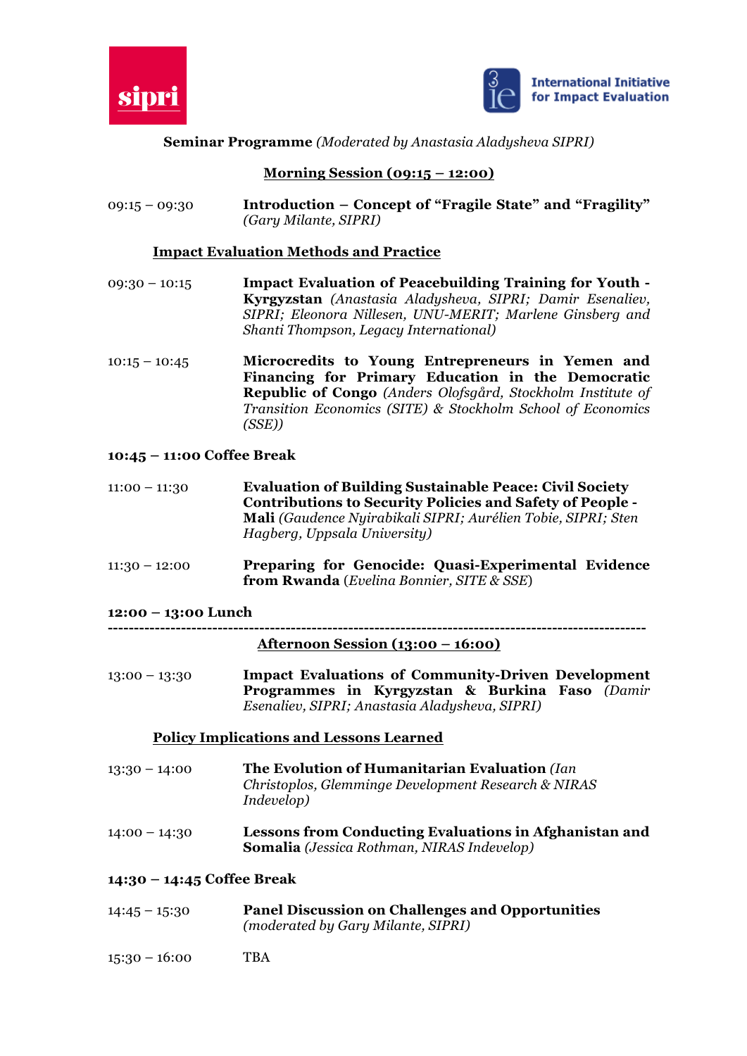**Seminar Programme** *(Moderated by Anastasia Aladysheva SIPRI)*

## Morning Session (09:15 – 12:00)

09:15 – 09:30 **Introduction – Concept of "Fragile State" and "Fragility"** *(Gary Milante, SIPRI)*

### Impact Evaluation Methods and Practice

09:30 – 10:15 **Impact Evaluation of Peacebuilding Training for Youth - Kyrgyzstan** *(Anastasia Aladysheva, SIPRI; Damir Esenaliev, SIPRI; Eleonora Nillesen, UNU-MERIT; Marlene Ginsberg and Shanti Thompson, Legacy International)*

10:15 – 10:45 **Microcredits to Young Entrepreneurs in Yemen and Financing for Primary Education in the Democratic Republic of Congo** *(Anders Olofsgård, Stockholm Institute of Transition Economics (SITE) & Stockholm School of Economics (SSE))*

**10:45 – 11:00 Coffee Break**

11:00 – 11:30 **Evaluation of Building Sustainable Peace: Civil Society Contributions to Security Policies and Safety of People - Mali** *(Gaudence Nyirabikali SIPRI; Aurélien Tobie, SIPRI; Sten Hagberg, Uppsala University)*

11:30 – 12:00 **Preparing for Genocide: Quasi-Experimental Evidence from Rwanda** (*Evelina Bonnier, SITE & SSE*)

**12:00 – 13:00 Lunch**

---

## Afternoon Session (13:00 – 16:00)

13:00 – 13:30 **Impact Evaluations of Community-Driven Development Programmes in Kyrgyzstan & Burkina Faso** *(Damir Esenaliev, SIPRI; Anastasia Aladysheva, SIPRI)*

### Policy Implications and Lessons Learned

13:30 – 14:00 **The Evolution of Humanitarian Evaluation** *(Ian Christoplos, Glemminge Development Research & NIRAS Indevelop)*

14:00 – 14:30 **Lessons from Conducting Evaluations in Afghanistan and Somalia** *(Jessica Rothman, NIRAS Indevelop)*

**14:30 – 14:45 Coffee Break**

14:45 – 15:30 **Panel Discussion on Challenges and Opportunities** *(moderated by Gary Milante, SIPRI)*

15:30 – 16:00 TBA